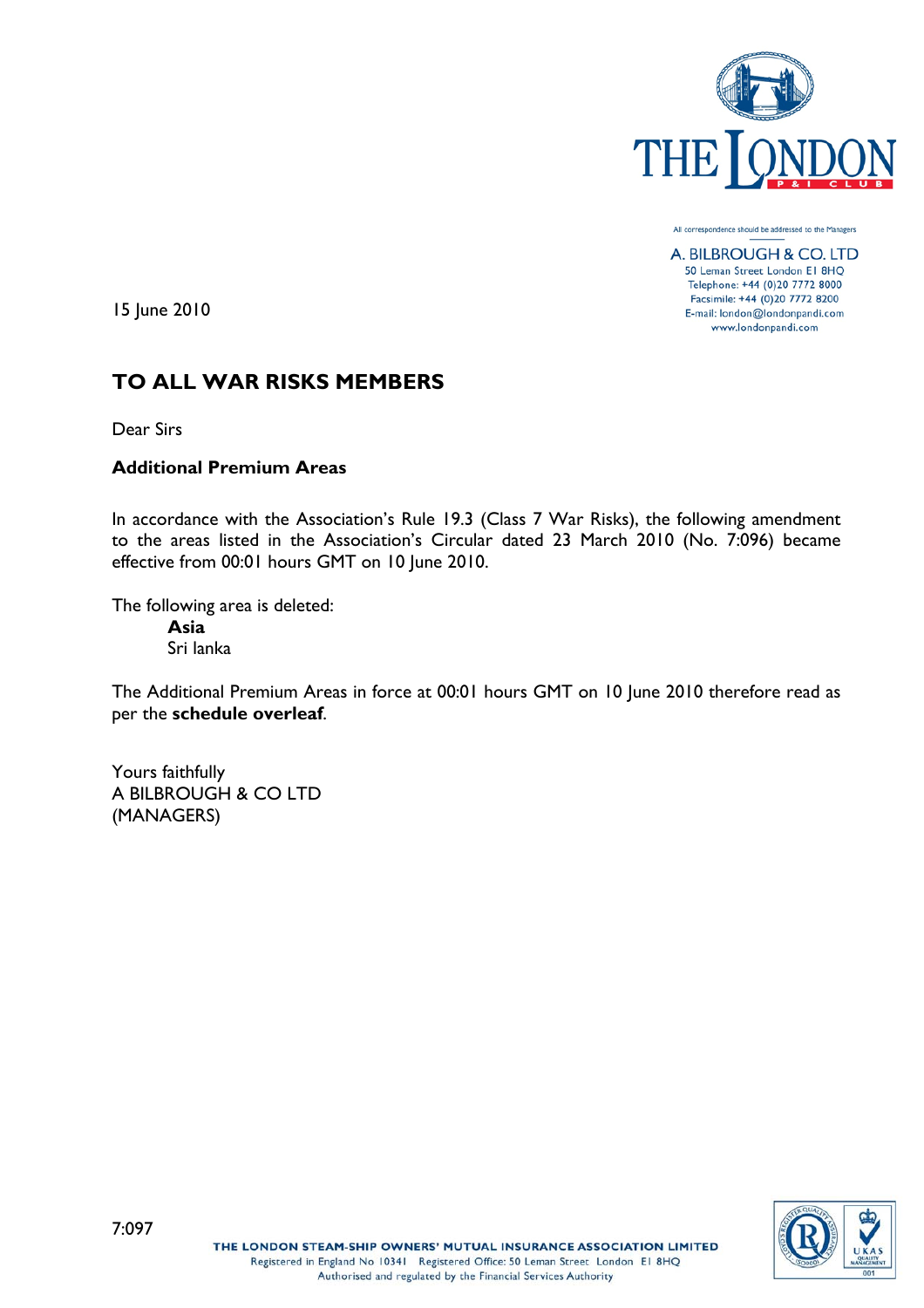All correspondence should be addressed to the Managers

A. BILBROUGH & CO. LTD
50 Leman Street London E1 8HQ
Telephone: +44 (0)20 7772 8000
Facsimile: +44 (0)20 7772 8200
E-mail: london@londonpandi.com
www.londonpandi.com

15 June 2010

# TO ALL WAR RISKS MEMBERS

Dear Sirs

**Additional Premium Areas**

In accordance with the Association's Rule 19.3 (Class 7 War Risks), the following amendment to the areas listed in the Association's Circular dated 23 March 2010 (No. 7:096) became effective from 00:01 hours GMT on 10 June 2010.

The following area is deleted:

**Asia**
Sri lanka

The Additional Premium Areas in force at 00:01 hours GMT on 10 June 2010 therefore read as per the **schedule overleaf**.

Yours faithfully
A BILBROUGH & CO LTD
(MANAGERS)

7:097

THE LONDON STEAM-SHIP OWNERS' MUTUAL INSURANCE ASSOCIATION LIMITED
Registered in England No 10341 Registered Office: 50 Leman Street London E1 8HQ
Authorised and regulated by the Financial Services Authority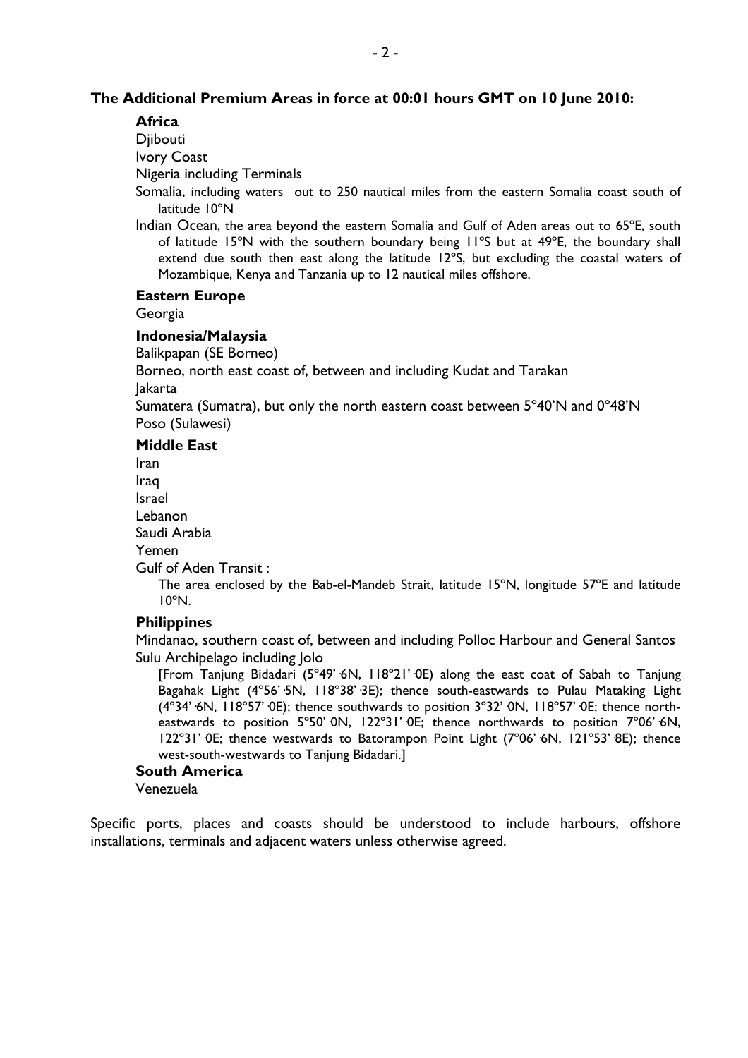**The Additional Premium Areas in force at 00:01 hours GMT on 10 June 2010:**

**Africa**

Djibouti

Ivory Coast

Nigeria including Terminals

Somalia, including waters out to 250 nautical miles from the eastern Somalia coast south of latitude 10ºN

Indian Ocean, the area beyond the eastern Somalia and Gulf of Aden areas out to 65ºE, south of latitude 15ºN with the southern boundary being 11ºS but at 49ºE, the boundary shall extend due south then east along the latitude 12ºS, but excluding the coastal waters of Mozambique, Kenya and Tanzania up to 12 nautical miles offshore.

**Eastern Europe**

Georgia

**Indonesia/Malaysia**

Balikpapan (SE Borneo)

Borneo, north east coast of, between and including Kudat and Tarakan

Jakarta

Sumatera (Sumatra), but only the north eastern coast between 5º40'N and 0º48'N

Poso (Sulawesi)

**Middle East**

Iran

Iraq

Israel

Lebanon

Saudi Arabia

Yemen

Gulf of Aden Transit :

The area enclosed by the Bab-el-Mandeb Strait, latitude 15ºN, longitude 57ºE and latitude 10ºN.

**Philippines**

Mindanao, southern coast of, between and including Polloc Harbour and General Santos

Sulu Archipelago including Jolo

[From Tanjung Bidadari (5º49'·6N, 118º21'·0E) along the east coat of Sabah to Tanjung Bagahak Light (4º56'·5N, 118º38'·3E); thence south-eastwards to Pulau Mataking Light (4º34'·6N, 118º57'·0E); thence southwards to position 3º32'·0N, 118º57'·0E; thence north-eastwards to position 5º50'·0N, 122º31'·0E; thence northwards to position 7º06'·6N, 122º31'·0E; thence westwards to Batorampon Point Light (7º06'·6N, 121º53'·8E); thence west-south-westwards to Tanjung Bidadari.]

**South America**

Venezuela

Specific ports, places and coasts should be understood to include harbours, offshore installations, terminals and adjacent waters unless otherwise agreed.